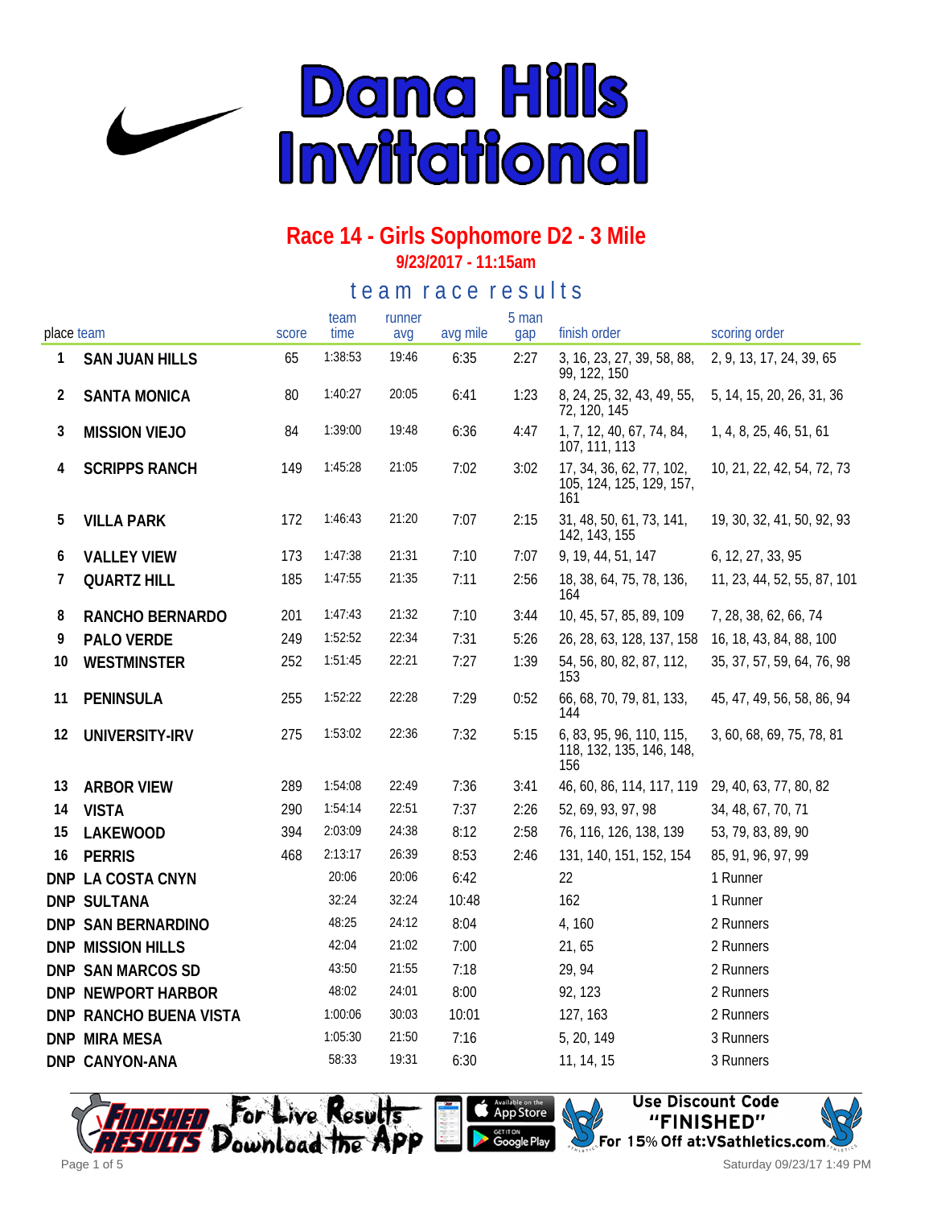# Dana Hills Invitational

## Race 14 - Girls Sophomore D2 - 3 Mile

**9/23/2017 - 11:15am**

### team race results

| place | team | score | team time | runner avg | avg mile | 5 man gap | finish order | scoring order |
|---|---|---|---|---|---|---|---|---|
| 1 | SAN JUAN HILLS | 65 | 1:38:53 | 19:46 | 6:35 | 2:27 | 3, 16, 23, 27, 39, 58, 88, 99, 122, 150 | 2, 9, 13, 17, 24, 39, 65 |
| 2 | SANTA MONICA | 80 | 1:40:27 | 20:05 | 6:41 | 1:23 | 8, 24, 25, 32, 43, 49, 55, 72, 120, 145 | 5, 14, 15, 20, 26, 31, 36 |
| 3 | MISSION VIEJO | 84 | 1:39:00 | 19:48 | 6:36 | 4:47 | 1, 7, 12, 40, 67, 74, 84, 107, 111, 113 | 1, 4, 8, 25, 46, 51, 61 |
| 4 | SCRIPPS RANCH | 149 | 1:45:28 | 21:05 | 7:02 | 3:02 | 17, 34, 36, 62, 77, 102, 105, 124, 125, 129, 157, 161 | 10, 21, 22, 42, 54, 72, 73 |
| 5 | VILLA PARK | 172 | 1:46:43 | 21:20 | 7:07 | 2:15 | 31, 48, 50, 61, 73, 141, 142, 143, 155 | 19, 30, 32, 41, 50, 92, 93 |
| 6 | VALLEY VIEW | 173 | 1:47:38 | 21:31 | 7:10 | 7:07 | 9, 19, 44, 51, 147 | 6, 12, 27, 33, 95 |
| 7 | QUARTZ HILL | 185 | 1:47:55 | 21:35 | 7:11 | 2:56 | 18, 38, 64, 75, 78, 136, 164 | 11, 23, 44, 52, 55, 87, 101 |
| 8 | RANCHO BERNARDO | 201 | 1:47:43 | 21:32 | 7:10 | 3:44 | 10, 45, 57, 85, 89, 109 | 7, 28, 38, 62, 66, 74 |
| 9 | PALO VERDE | 249 | 1:52:52 | 22:34 | 7:31 | 5:26 | 26, 28, 63, 128, 137, 158 | 16, 18, 43, 84, 88, 100 |
| 10 | WESTMINSTER | 252 | 1:51:45 | 22:21 | 7:27 | 1:39 | 54, 56, 80, 82, 87, 112, 153 | 35, 37, 57, 59, 64, 76, 98 |
| 11 | PENINSULA | 255 | 1:52:22 | 22:28 | 7:29 | 0:52 | 66, 68, 70, 79, 81, 133, 144 | 45, 47, 49, 56, 58, 86, 94 |
| 12 | UNIVERSITY-IRV | 275 | 1:53:02 | 22:36 | 7:32 | 5:15 | 6, 83, 95, 96, 110, 115, 118, 132, 135, 146, 148, 156 | 3, 60, 68, 69, 75, 78, 81 |
| 13 | ARBOR VIEW | 289 | 1:54:08 | 22:49 | 7:36 | 3:41 | 46, 60, 86, 114, 117, 119 | 29, 40, 63, 77, 80, 82 |
| 14 | VISTA | 290 | 1:54:14 | 22:51 | 7:37 | 2:26 | 52, 69, 93, 97, 98 | 34, 48, 67, 70, 71 |
| 15 | LAKEWOOD | 394 | 2:03:09 | 24:38 | 8:12 | 2:58 | 76, 116, 126, 138, 139 | 53, 79, 83, 89, 90 |
| 16 | PERRIS | 468 | 2:13:17 | 26:39 | 8:53 | 2:46 | 131, 140, 151, 152, 154 | 85, 91, 96, 97, 99 |
| DNP | LA COSTA CNYN | | 20:06 | 20:06 | 6:42 | | 22 | 1 Runner |
| DNP | SULTANA | | 32:24 | 32:24 | 10:48 | | 162 | 1 Runner |
| DNP | SAN BERNARDINO | | 48:25 | 24:12 | 8:04 | | 4, 160 | 2 Runners |
| DNP | MISSION HILLS | | 42:04 | 21:02 | 7:00 | | 21, 65 | 2 Runners |
| DNP | SAN MARCOS SD | | 43:50 | 21:55 | 7:18 | | 29, 94 | 2 Runners |
| DNP | NEWPORT HARBOR | | 48:02 | 24:01 | 8:00 | | 92, 123 | 2 Runners |
| DNP | RANCHO BUENA VISTA | | 1:00:06 | 30:03 | 10:01 | | 127, 163 | 2 Runners |
| DNP | MIRA MESA | | 1:05:30 | 21:50 | 7:16 | | 5, 20, 149 | 3 Runners |
| DNP | CANYON-ANA | | 58:33 | 19:31 | 6:30 | | 11, 14, 15 | 3 Runners |

For Live Results Download the App

Use Discount Code "FINISHED" For 15% Off at:VSathletics.com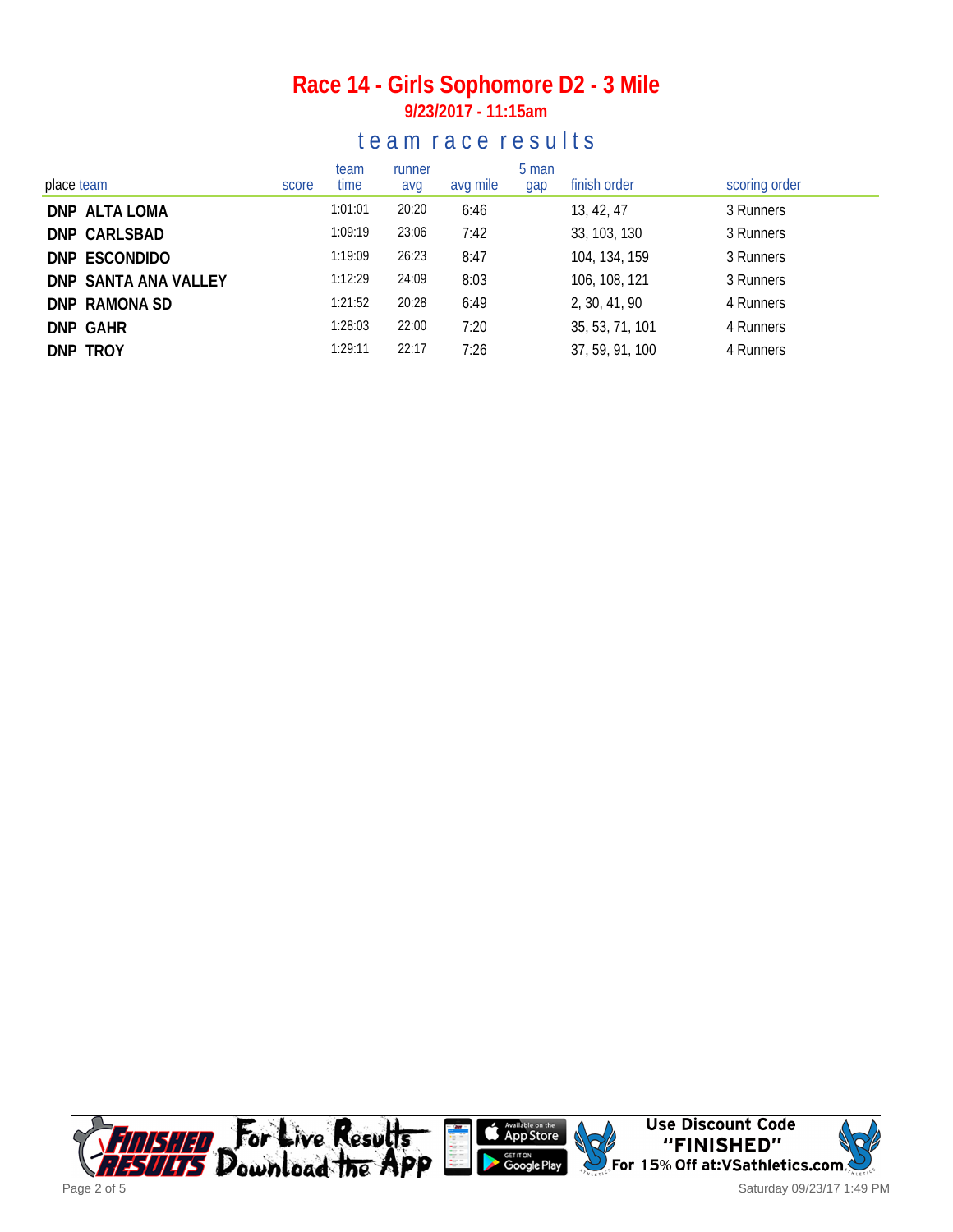# Race 14 - Girls Sophomore D2 - 3 Mile

**9/23/2017 - 11:15am**

## team race results

| place | team | score | team time | runner avg | avg mile | 5 man gap | finish order | scoring order |
|---|---|---|---|---|---|---|---|---|
| DNP | ALTA LOMA | | 1:01:01 | 20:20 | 6:46 | | 13, 42, 47 | 3 Runners |
| DNP | CARLSBAD | | 1:09:19 | 23:06 | 7:42 | | 33, 103, 130 | 3 Runners |
| DNP | ESCONDIDO | | 1:19:09 | 26:23 | 8:47 | | 104, 134, 159 | 3 Runners |
| DNP | SANTA ANA VALLEY | | 1:12:29 | 24:09 | 8:03 | | 106, 108, 121 | 3 Runners |
| DNP | RAMONA SD | | 1:21:52 | 20:28 | 6:49 | | 2, 30, 41, 90 | 4 Runners |
| DNP | GAHR | | 1:28:03 | 22:00 | 7:20 | | 35, 53, 71, 101 | 4 Runners |
| DNP | TROY | | 1:29:11 | 22:17 | 7:26 | | 37, 59, 91, 100 | 4 Runners |

For Live Results Download the App

Use Discount Code "FINISHED" For 15% Off at:VSathletics.com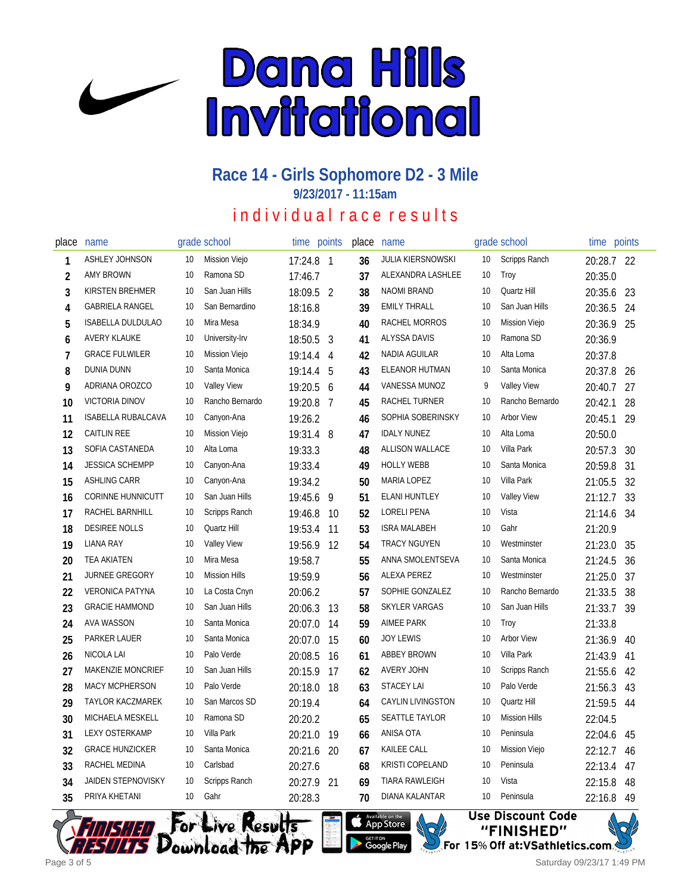# Dana Hills Invitational

## Race 14 - Girls Sophomore D2 - 3 Mile

**9/23/2017 - 11:15am**

individual race results

| place | name | grade | school | time | points |
|---|---|---|---|---|---|
| 1 | ASHLEY JOHNSON | 10 | Mission Viejo | 17:24.8 | 1 |
| 2 | AMY BROWN | 10 | Ramona SD | 17:46.7 | |
| 3 | KIRSTEN BREHMER | 10 | San Juan Hills | 18:09.5 | 2 |
| 4 | GABRIELA RANGEL | 10 | San Bernardino | 18:16.8 | |
| 5 | ISABELLA DULDULAO | 10 | Mira Mesa | 18:34.9 | |
| 6 | AVERY KLAUKE | 10 | University-Irv | 18:50.5 | 3 |
| 7 | GRACE FULWILER | 10 | Mission Viejo | 19:14.4 | 4 |
| 8 | DUNIA DUNN | 10 | Santa Monica | 19:14.4 | 5 |
| 9 | ADRIANA OROZCO | 10 | Valley View | 19:20.5 | 6 |
| 10 | VICTORIA DINOV | 10 | Rancho Bernardo | 19:20.8 | 7 |
| 11 | ISABELLA RUBALCAVA | 10 | Canyon-Ana | 19:26.2 | |
| 12 | CAITLIN REE | 10 | Mission Viejo | 19:31.4 | 8 |
| 13 | SOFIA CASTANEDA | 10 | Alta Loma | 19:33.3 | |
| 14 | JESSICA SCHEMPP | 10 | Canyon-Ana | 19:33.4 | |
| 15 | ASHLING CARR | 10 | Canyon-Ana | 19:34.2 | |
| 16 | CORINNE HUNNICUTT | 10 | San Juan Hills | 19:45.6 | 9 |
| 17 | RACHEL BARNHILL | 10 | Scripps Ranch | 19:46.8 | 10 |
| 18 | DESIREE NOLLS | 10 | Quartz Hill | 19:53.4 | 11 |
| 19 | LIANA RAY | 10 | Valley View | 19:56.9 | 12 |
| 20 | TEA AKIATEN | 10 | Mira Mesa | 19:58.7 | |
| 21 | JURNEE GREGORY | 10 | Mission Hills | 19:59.9 | |
| 22 | VERONICA PATYNA | 10 | La Costa Cnyn | 20:06.2 | |
| 23 | GRACIE HAMMOND | 10 | San Juan Hills | 20:06.3 | 13 |
| 24 | AVA WASSON | 10 | Santa Monica | 20:07.0 | 14 |
| 25 | PARKER LAUER | 10 | Santa Monica | 20:07.0 | 15 |
| 26 | NICOLA LAI | 10 | Palo Verde | 20:08.5 | 16 |
| 27 | MAKENZIE MONCRIEF | 10 | San Juan Hills | 20:15.9 | 17 |
| 28 | MACY MCPHERSON | 10 | Palo Verde | 20:18.0 | 18 |
| 29 | TAYLOR KACZMAREK | 10 | San Marcos SD | 20:19.4 | |
| 30 | MICHAELA MESKELL | 10 | Ramona SD | 20:20.2 | |
| 31 | LEXY OSTERKAMP | 10 | Villa Park | 20:21.0 | 19 |
| 32 | GRACE HUNZICKER | 10 | Santa Monica | 20:21.6 | 20 |
| 33 | RACHEL MEDINA | 10 | Carlsbad | 20:27.6 | |
| 34 | JAIDEN STEPNOVISKY | 10 | Scripps Ranch | 20:27.9 | 21 |
| 35 | PRIYA KHETANI | 10 | Gahr | 20:28.3 | |
| 36 | JULIA KIERSNOWSKI | 10 | Scripps Ranch | 20:28.7 | 22 |
| 37 | ALEXANDRA LASHLEE | 10 | Troy | 20:35.0 | |
| 38 | NAOMI BRAND | 10 | Quartz Hill | 20:35.6 | 23 |
| 39 | EMILY THRALL | 10 | San Juan Hills | 20:36.5 | 24 |
| 40 | RACHEL MORROS | 10 | Mission Viejo | 20:36.9 | 25 |
| 41 | ALYSSA DAVIS | 10 | Ramona SD | 20:36.9 | |
| 42 | NADIA AGUILAR | 10 | Alta Loma | 20:37.8 | |
| 43 | ELEANOR HUTMAN | 10 | Santa Monica | 20:37.8 | 26 |
| 44 | VANESSA MUNOZ | 9 | Valley View | 20:40.7 | 27 |
| 45 | RACHEL TURNER | 10 | Rancho Bernardo | 20:42.1 | 28 |
| 46 | SOPHIA SOBERINSKY | 10 | Arbor View | 20:45.1 | 29 |
| 47 | IDALY NUNEZ | 10 | Alta Loma | 20:50.0 | |
| 48 | ALLISON WALLACE | 10 | Villa Park | 20:57.3 | 30 |
| 49 | HOLLY WEBB | 10 | Santa Monica | 20:59.8 | 31 |
| 50 | MARIA LOPEZ | 10 | Villa Park | 21:05.5 | 32 |
| 51 | ELANI HUNTLEY | 10 | Valley View | 21:12.7 | 33 |
| 52 | LORELI PENA | 10 | Vista | 21:14.6 | 34 |
| 53 | ISRA MALABEH | 10 | Gahr | 21:20.9 | |
| 54 | TRACY NGUYEN | 10 | Westminster | 21:23.0 | 35 |
| 55 | ANNA SMOLENTSEVA | 10 | Santa Monica | 21:24.5 | 36 |
| 56 | ALEXA PEREZ | 10 | Westminster | 21:25.0 | 37 |
| 57 | SOPHIE GONZALEZ | 10 | Rancho Bernardo | 21:33.5 | 38 |
| 58 | SKYLER VARGAS | 10 | San Juan Hills | 21:33.7 | 39 |
| 59 | AIMEE PARK | 10 | Troy | 21:33.8 | |
| 60 | JOY LEWIS | 10 | Arbor View | 21:36.9 | 40 |
| 61 | ABBEY BROWN | 10 | Villa Park | 21:43.9 | 41 |
| 62 | AVERY JOHN | 10 | Scripps Ranch | 21:55.6 | 42 |
| 63 | STACEY LAI | 10 | Palo Verde | 21:56.3 | 43 |
| 64 | CAYLIN LIVINGSTON | 10 | Quartz Hill | 21:59.5 | 44 |
| 65 | SEATTLE TAYLOR | 10 | Mission Hills | 22:04.5 | |
| 66 | ANISA OTA | 10 | Peninsula | 22:04.6 | 45 |
| 67 | KAILEE CALL | 10 | Mission Viejo | 22:12.7 | 46 |
| 68 | KRISTI COPELAND | 10 | Peninsula | 22:13.4 | 47 |
| 69 | TIARA RAWLEIGH | 10 | Vista | 22:15.8 | 48 |
| 70 | DIANA KALANTAR | 10 | Peninsula | 22:16.8 | 49 |

Finished Results — For Live Results Download the App — Available on the App Store / Get it on Google Play — Use Discount Code "FINISHED" For 15% Off at:VSathletics.com

Saturday 09/23/17 1:49 PM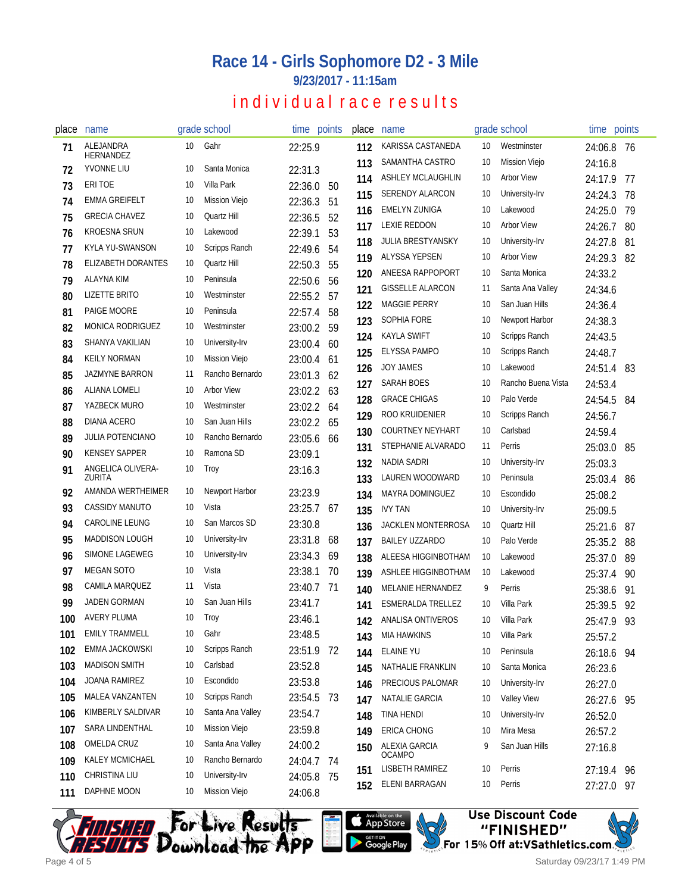# Race 14 - Girls Sophomore D2 - 3 Mile

**9/23/2017 - 11:15am**

## individual race results

| place | name | grade | school | time | points |
|---|---|---|---|---|---|
| 71 | ALEJANDRA HERNANDEZ | 10 | Gahr | 22:25.9 | |
| 72 | YVONNE LIU | 10 | Santa Monica | 22:31.3 | |
| 73 | ERI TOE | 10 | Villa Park | 22:36.0 | 50 |
| 74 | EMMA GREIFELT | 10 | Mission Viejo | 22:36.3 | 51 |
| 75 | GRECIA CHAVEZ | 10 | Quartz Hill | 22:36.5 | 52 |
| 76 | KROESNA SRUN | 10 | Lakewood | 22:39.1 | 53 |
| 77 | KYLA YU-SWANSON | 10 | Scripps Ranch | 22:49.6 | 54 |
| 78 | ELIZABETH DORANTES | 10 | Quartz Hill | 22:50.3 | 55 |
| 79 | ALAYNA KIM | 10 | Peninsula | 22:50.6 | 56 |
| 80 | LIZETTE BRITO | 10 | Westminster | 22:55.2 | 57 |
| 81 | PAIGE MOORE | 10 | Peninsula | 22:57.4 | 58 |
| 82 | MONICA RODRIGUEZ | 10 | Westminster | 23:00.2 | 59 |
| 83 | SHANYA VAKILIAN | 10 | University-Irv | 23:00.4 | 60 |
| 84 | KEILY NORMAN | 10 | Mission Viejo | 23:00.4 | 61 |
| 85 | JAZMYNE BARRON | 11 | Rancho Bernardo | 23:01.3 | 62 |
| 86 | ALIANA LOMELI | 10 | Arbor View | 23:02.2 | 63 |
| 87 | YAZBECK MURO | 10 | Westminster | 23:02.2 | 64 |
| 88 | DIANA ACERO | 10 | San Juan Hills | 23:02.2 | 65 |
| 89 | JULIA POTENCIANO | 10 | Rancho Bernardo | 23:05.6 | 66 |
| 90 | KENSEY SAPPER | 10 | Ramona SD | 23:09.1 | |
| 91 | ANGELICA OLIVERA-ZURITA | 10 | Troy | 23:16.3 | |
| 92 | AMANDA WERTHEIMER | 10 | Newport Harbor | 23:23.9 | |
| 93 | CASSIDY MANUTO | 10 | Vista | 23:25.7 | 67 |
| 94 | CAROLINE LEUNG | 10 | San Marcos SD | 23:30.8 | |
| 95 | MADDISON LOUGH | 10 | University-Irv | 23:31.8 | 68 |
| 96 | SIMONE LAGEWEG | 10 | University-Irv | 23:34.3 | 69 |
| 97 | MEGAN SOTO | 10 | Vista | 23:38.1 | 70 |
| 98 | CAMILA MARQUEZ | 11 | Vista | 23:40.7 | 71 |
| 99 | JADEN GORMAN | 10 | San Juan Hills | 23:41.7 | |
| 100 | AVERY PLUMA | 10 | Troy | 23:46.1 | |
| 101 | EMILY TRAMMELL | 10 | Gahr | 23:48.5 | |
| 102 | EMMA JACKOWSKI | 10 | Scripps Ranch | 23:51.9 | 72 |
| 103 | MADISON SMITH | 10 | Carlsbad | 23:52.8 | |
| 104 | JOANA RAMIREZ | 10 | Escondido | 23:53.8 | |
| 105 | MALEA VANZANTEN | 10 | Scripps Ranch | 23:54.5 | 73 |
| 106 | KIMBERLY SALDIVAR | 10 | Santa Ana Valley | 23:54.7 | |
| 107 | SARA LINDENTHAL | 10 | Mission Viejo | 23:59.8 | |
| 108 | OMELDA CRUZ | 10 | Santa Ana Valley | 24:00.2 | |
| 109 | KALEY MCMICHAEL | 10 | Rancho Bernardo | 24:04.7 | 74 |
| 110 | CHRISTINA LIU | 10 | University-Irv | 24:05.8 | 75 |
| 111 | DAPHNE MOON | 10 | Mission Viejo | 24:06.8 | |
| 112 | KARISSA CASTANEDA | 10 | Westminster | 24:06.8 | 76 |
| 113 | SAMANTHA CASTRO | 10 | Mission Viejo | 24:16.8 | |
| 114 | ASHLEY MCLAUGHLIN | 10 | Arbor View | 24:17.9 | 77 |
| 115 | SERENDY ALARCON | 10 | University-Irv | 24:24.3 | 78 |
| 116 | EMELYN ZUNIGA | 10 | Lakewood | 24:25.0 | 79 |
| 117 | LEXIE REDDON | 10 | Arbor View | 24:26.7 | 80 |
| 118 | JULIA BRESTYANSKY | 10 | University-Irv | 24:27.8 | 81 |
| 119 | ALYSSA YEPSEN | 10 | Arbor View | 24:29.3 | 82 |
| 120 | ANEESA RAPPOPORT | 10 | Santa Monica | 24:33.2 | |
| 121 | GISSELLE ALARCON | 11 | Santa Ana Valley | 24:34.6 | |
| 122 | MAGGIE PERRY | 10 | San Juan Hills | 24:36.4 | |
| 123 | SOPHIA FORE | 10 | Newport Harbor | 24:38.3 | |
| 124 | KAYLA SWIFT | 10 | Scripps Ranch | 24:43.5 | |
| 125 | ELYSSA PAMPO | 10 | Scripps Ranch | 24:48.7 | |
| 126 | JOY JAMES | 10 | Lakewood | 24:51.4 | 83 |
| 127 | SARAH BOES | 10 | Rancho Buena Vista | 24:53.4 | |
| 128 | GRACE CHIGAS | 10 | Palo Verde | 24:54.5 | 84 |
| 129 | ROO KRUIDENIER | 10 | Scripps Ranch | 24:56.7 | |
| 130 | COURTNEY NEYHART | 10 | Carlsbad | 24:59.4 | |
| 131 | STEPHANIE ALVARADO | 11 | Perris | 25:03.0 | 85 |
| 132 | NADIA SADRI | 10 | University-Irv | 25:03.3 | |
| 133 | LAUREN WOODWARD | 10 | Peninsula | 25:03.4 | 86 |
| 134 | MAYRA DOMINGUEZ | 10 | Escondido | 25:08.2 | |
| 135 | IVY TAN | 10 | University-Irv | 25:09.5 | |
| 136 | JACKLEN MONTERROSA | 10 | Quartz Hill | 25:21.6 | 87 |
| 137 | BAILEY UZZARDO | 10 | Palo Verde | 25:35.2 | 88 |
| 138 | ALEESA HIGGINBOTHAM | 10 | Lakewood | 25:37.0 | 89 |
| 139 | ASHLEE HIGGINBOTHAM | 10 | Lakewood | 25:37.4 | 90 |
| 140 | MELANIE HERNANDEZ | 9 | Perris | 25:38.6 | 91 |
| 141 | ESMERALDA TRELLEZ | 10 | Villa Park | 25:39.5 | 92 |
| 142 | ANALISA ONTIVEROS | 10 | Villa Park | 25:47.9 | 93 |
| 143 | MIA HAWKINS | 10 | Villa Park | 25:57.2 | |
| 144 | ELAINE YU | 10 | Peninsula | 26:18.6 | 94 |
| 145 | NATHALIE FRANKLIN | 10 | Santa Monica | 26:23.6 | |
| 146 | PRECIOUS PALOMAR | 10 | University-Irv | 26:27.0 | |
| 147 | NATALIE GARCIA | 10 | Valley View | 26:27.6 | 95 |
| 148 | TINA HENDI | 10 | University-Irv | 26:52.0 | |
| 149 | ERICA CHONG | 10 | Mira Mesa | 26:57.2 | |
| 150 | ALEXIA GARCIA OCAMPO | 9 | San Juan Hills | 27:16.8 | |
| 151 | LISBETH RAMIREZ | 10 | Perris | 27:19.4 | 96 |
| 152 | ELENI BARRAGAN | 10 | Perris | 27:27.0 | 97 |

Finished Results — For Live Results Download the App

Use Discount Code "FINISHED" For 15% Off at:VSathletics.com

Saturday 09/23/17 1:49 PM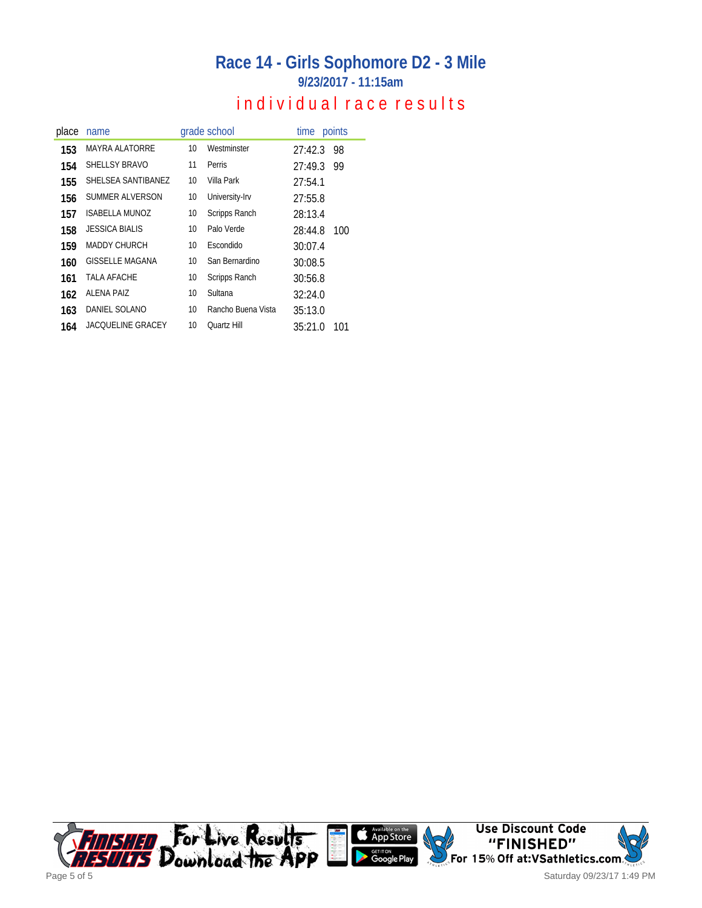# Race 14 - Girls Sophomore D2 - 3 Mile

## 9/23/2017 - 11:15am

## individual race results

| place | name | grade | school | time | points |
|---|---|---|---|---|---|
| 153 | MAYRA ALATORRE | 10 | Westminster | 27:42.3 | 98 |
| 154 | SHELLSY BRAVO | 11 | Perris | 27:49.3 | 99 |
| 155 | SHELSEA SANTIBANEZ | 10 | Villa Park | 27:54.1 | |
| 156 | SUMMER ALVERSON | 10 | University-Irv | 27:55.8 | |
| 157 | ISABELLA MUNOZ | 10 | Scripps Ranch | 28:13.4 | |
| 158 | JESSICA BIALIS | 10 | Palo Verde | 28:44.8 | 100 |
| 159 | MADDY CHURCH | 10 | Escondido | 30:07.4 | |
| 160 | GISSELLE MAGANA | 10 | San Bernardino | 30:08.5 | |
| 161 | TALA AFACHE | 10 | Scripps Ranch | 30:56.8 | |
| 162 | ALENA PAIZ | 10 | Sultana | 32:24.0 | |
| 163 | DANIEL SOLANO | 10 | Rancho Buena Vista | 35:13.0 | |
| 164 | JACQUELINE GRACEY | 10 | Quartz Hill | 35:21.0 | 101 |

FINISHED RESULTS For Live Results Download the App

Available on the App Store

GET IT ON Google Play

Use Discount Code "FINISHED" For 15% Off at:VSathletics.com

Saturday 09/23/17 1:49 PM